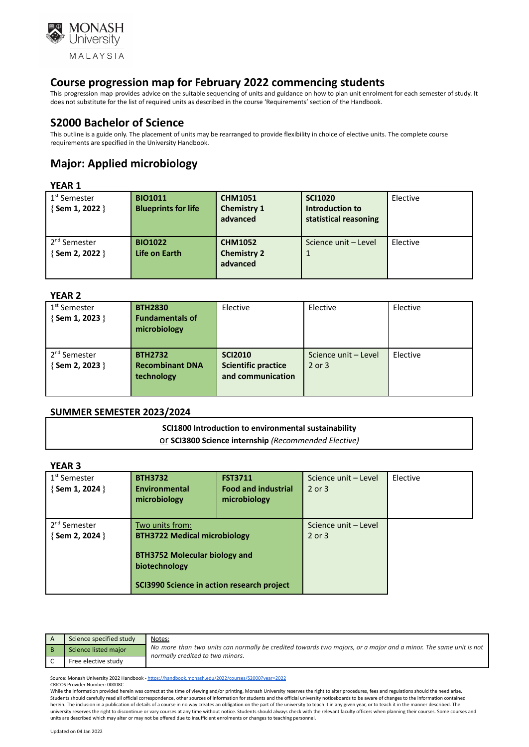MONASH University MALAYSIA

# Course progression map for February 2022 commencing students

This progression map provides advice on the suitable sequencing of units and guidance on how to plan unit enrolment for each semester of study. It does not substitute for the list of required units as described in the course 'Requirements' section of the Handbook.

## S2000 Bachelor of Science

This outline is a guide only. The placement of units may be rearranged to provide flexibility in choice of elective units. The complete course requirements are specified in the University Handbook.

## Major: Applied microbiology

### YEAR 1

| Semester | | | | |
|---|---|---|---|---|
| 1st Semester { **Sem 1, 2022** } | **BIO1011 Blueprints for life** | **CHM1051 Chemistry 1 advanced** | **SCI1020 Introduction to statistical reasoning** | Elective |
| 2nd Semester { **Sem 2, 2022** } | **BIO1022 Life on Earth** | **CHM1052 Chemistry 2 advanced** | Science unit – Level 1 | Elective |

### YEAR 2

| Semester | | | | |
|---|---|---|---|---|
| 1st Semester { **Sem 1, 2023** } | **BTH2830 Fundamentals of microbiology** | Elective | Elective | Elective |
| 2nd Semester { **Sem 2, 2023** } | **BTH2732 Recombinant DNA technology** | **SCI2010 Scientific practice and communication** | Science unit – Level 2 or 3 | Elective |

### SUMMER SEMESTER 2023/2024

**SCI1800 Introduction to environmental sustainability**
or **SCI3800 Science internship** *(Recommended Elective)*

### YEAR 3

| Semester | | | | |
|---|---|---|---|---|
| 1st Semester { **Sem 1, 2024** } | **BTH3732 Environmental microbiology** | **FST3711 Food and industrial microbiology** | Science unit – Level 2 or 3 | Elective |
| 2nd Semester { **Sem 2, 2024** } | Two units from: **BTH3722 Medical microbiology**; **BTH3752 Molecular biology and biotechnology**; **SCI3990 Science in action research project** | | Science unit – Level 2 or 3 | |

| Key | |
|---|---|
| A | Science specified study |
| B | Science listed major |
| C | Free elective study |

Notes:
*No more than two units can normally be credited towards two majors, or a major and a minor. The same unit is not normally credited to two minors.*

Source: Monash University 2022 Handbook - https://handbook.monash.edu/2022/courses/S2000?year=2022
CRICOS Provider Number: 00008C

While the information provided herein was correct at the time of viewing and/or printing, Monash University reserves the right to alter procedures, fees and regulations should the need arise. Students should carefully read all official correspondence, other sources of information for students and the official university noticeboards to be aware of changes to the information contained herein. The inclusion in a publication of details of a course in no way creates an obligation on the part of the university to teach it in any given year, or to teach it in the manner described. The university reserves the right to discontinue or vary courses at any time without notice. Students should always check with the relevant faculty officers when planning their courses. Some courses and units are described which may alter or may not be offered due to insufficient enrolments or changes to teaching personnel.

Updated on 04 Jan 2022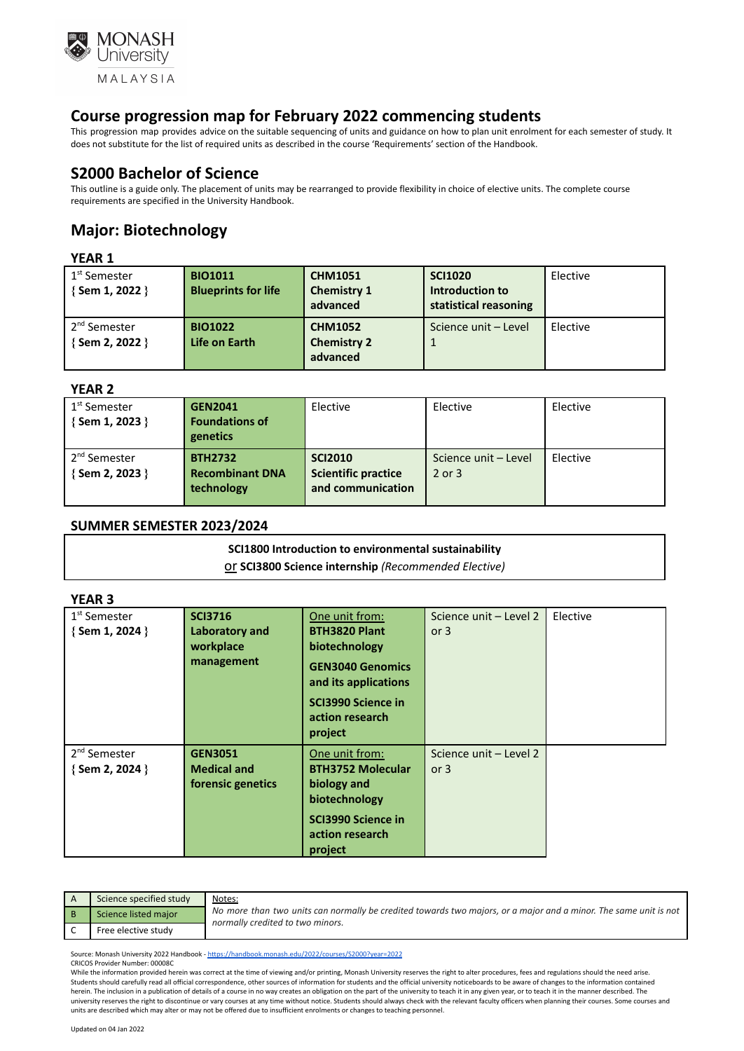## Course progression map for February 2022 commencing students

This progression map provides advice on the suitable sequencing of units and guidance on how to plan unit enrolment for each semester of study. It does not substitute for the list of required units as described in the course 'Requirements' section of the Handbook.

## S2000 Bachelor of Science

This outline is a guide only. The placement of units may be rearranged to provide flexibility in choice of elective units. The complete course requirements are specified in the University Handbook.

## Major: Biotechnology

### YEAR 1

| | | | | |
|---|---|---|---|---|
| 1st Semester { **Sem 1, 2022** } | **BIO1011 Blueprints for life** | **CHM1051 Chemistry 1 advanced** | **SCI1020 Introduction to statistical reasoning** | Elective |
| 2nd Semester { **Sem 2, 2022** } | **BIO1022 Life on Earth** | **CHM1052 Chemistry 2 advanced** | Science unit – Level 1 | Elective |

### YEAR 2

| | | | | |
|---|---|---|---|---|
| 1st Semester { **Sem 1, 2023** } | **GEN2041 Foundations of genetics** | Elective | Elective | Elective |
| 2nd Semester { **Sem 2, 2023** } | **BTH2732 Recombinant DNA technology** | **SCI2010 Scientific practice and communication** | Science unit – Level 2 or 3 | Elective |

### SUMMER SEMESTER 2023/2024

**SCI1800 Introduction to environmental sustainability**
or **SCI3800 Science internship** *(Recommended Elective)*

### YEAR 3

| | | | | |
|---|---|---|---|---|
| 1st Semester { **Sem 1, 2024** } | **SCI3716 Laboratory and workplace management** | One unit from: **BTH3820 Plant biotechnology** **GEN3040 Genomics and its applications** **SCI3990 Science in action research project** | Science unit – Level 2 or 3 | Elective |
| 2nd Semester { **Sem 2, 2024** } | **GEN3051 Medical and forensic genetics** | One unit from: **BTH3752 Molecular biology and biotechnology** **SCI3990 Science in action research project** | Science unit – Level 2 or 3 | |

| | | |
|---|---|---|
| A | Science specified study | Notes: *No more than two units can normally be credited towards two majors, or a major and a minor. The same unit is not normally credited to two minors.* |
| B | Science listed major | |
| C | Free elective study | |

Source: Monash University 2022 Handbook - https://handbook.monash.edu/2022/courses/S2000?year=2022
CRICOS Provider Number: 00008C
While the information provided herein was correct at the time of viewing and/or printing, Monash University reserves the right to alter procedures, fees and regulations should the need arise. Students should carefully read all official correspondence, other sources of information for students and the official university noticeboards to be aware of changes to the information contained herein. The inclusion in a publication of details of a course in no way creates an obligation on the part of the university to teach it in any given year, or to teach it in the manner described. The university reserves the right to discontinue or vary courses at any time without notice. Students should always check with the relevant faculty officers when planning their courses. Some courses and units are described which may alter or may not be offered due to insufficient enrolments or changes to teaching personnel.

Updated on 04 Jan 2022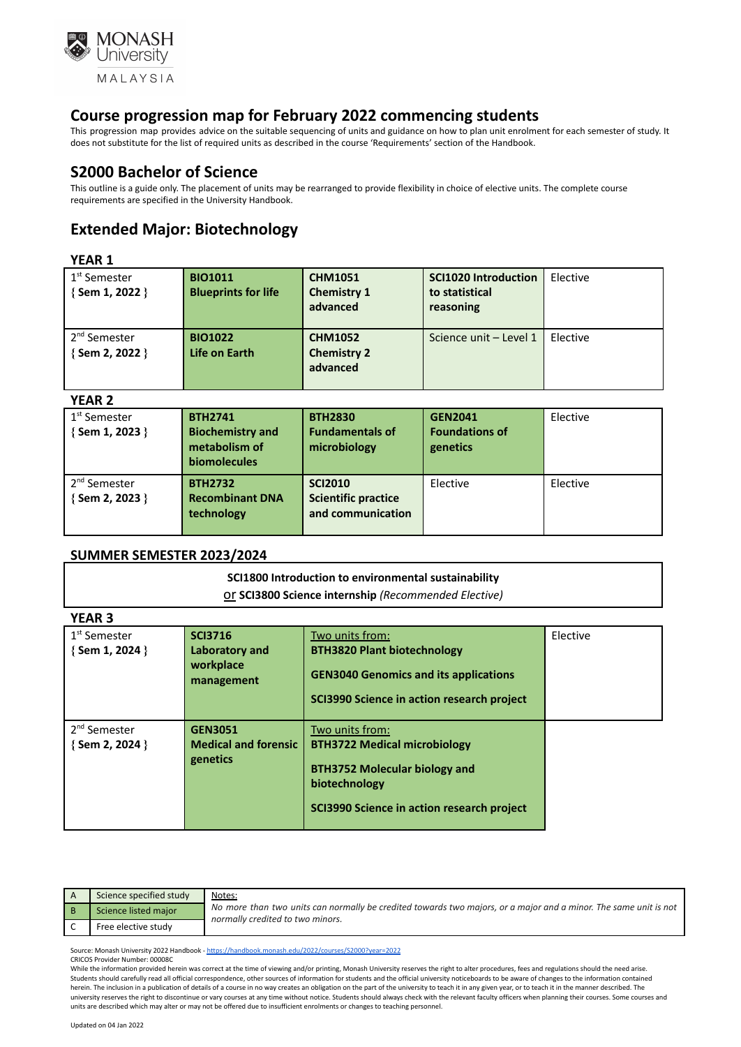# Course progression map for February 2022 commencing students

This progression map provides advice on the suitable sequencing of units and guidance on how to plan unit enrolment for each semester of study. It does not substitute for the list of required units as described in the course 'Requirements' section of the Handbook.

## S2000 Bachelor of Science

This outline is a guide only. The placement of units may be rearranged to provide flexibility in choice of elective units. The complete course requirements are specified in the University Handbook.

## Extended Major: Biotechnology

### YEAR 1

| | | | | |
|---|---|---|---|---|
| 1st Semester { Sem 1, 2022 } | **BIO1011 Blueprints for life** | **CHM1051 Chemistry 1 advanced** | **SCI1020 Introduction to statistical reasoning** | Elective |
| 2nd Semester { Sem 2, 2022 } | **BIO1022 Life on Earth** | **CHM1052 Chemistry 2 advanced** | Science unit – Level 1 | Elective |

### YEAR 2

| | | | | |
|---|---|---|---|---|
| 1st Semester { Sem 1, 2023 } | **BTH2741 Biochemistry and metabolism of biomolecules** | **BTH2830 Fundamentals of microbiology** | **GEN2041 Foundations of genetics** | Elective |
| 2nd Semester { Sem 2, 2023 } | **BTH2732 Recombinant DNA technology** | **SCI2010 Scientific practice and communication** | Elective | Elective |

### SUMMER SEMESTER 2023/2024

**SCI1800 Introduction to environmental sustainability** or **SCI3800 Science internship** *(Recommended Elective)*

### YEAR 3

| | | | |
|---|---|---|---|
| 1st Semester { Sem 1, 2024 } | **SCI3716 Laboratory and workplace management** | Two units from: **BTH3820 Plant biotechnology** **GEN3040 Genomics and its applications** **SCI3990 Science in action research project** | Elective |
| 2nd Semester { Sem 2, 2024 } | **GEN3051 Medical and forensic genetics** | Two units from: **BTH3722 Medical microbiology** **BTH3752 Molecular biology and biotechnology** **SCI3990 Science in action research project** | |

| | | |
|---|---|---|
| A | Science specified study | Notes: *No more than two units can normally be credited towards two majors, or a major and a minor. The same unit is not normally credited to two minors.* |
| B | Science listed major | |
| C | Free elective study | |

Source: Monash University 2022 Handbook - https://handbook.monash.edu/2022/courses/S2000?year=2022
CRICOS Provider Number: 00008C
While the information provided herein was correct at the time of viewing and/or printing, Monash University reserves the right to alter procedures, fees and regulations should the need arise. Students should carefully read all official correspondence, other sources of information for students and the official university noticeboards to be aware of changes to the information contained herein. The inclusion in a publication of details of a course in no way creates an obligation on the part of the university to teach it in any given year, or to teach it in the manner described. The university reserves the right to discontinue or vary courses at any time without notice. Students should always check with the relevant faculty officers when planning their courses. Some courses and units are described which may alter or may not be offered due to insufficient enrolments or changes to teaching personnel.

Updated on 04 Jan 2022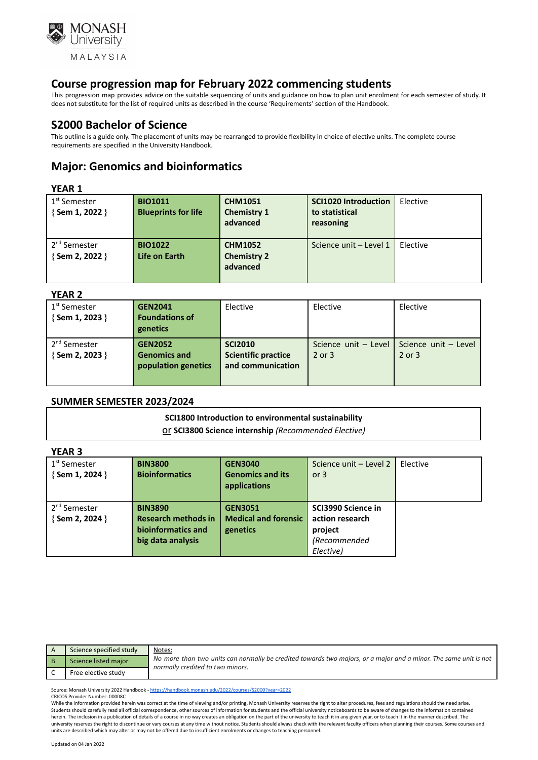## Course progression map for February 2022 commencing students

This progression map provides advice on the suitable sequencing of units and guidance on how to plan unit enrolment for each semester of study. It does not substitute for the list of required units as described in the course 'Requirements' section of the Handbook.

## S2000 Bachelor of Science

This outline is a guide only. The placement of units may be rearranged to provide flexibility in choice of elective units. The complete course requirements are specified in the University Handbook.

## Major: Genomics and bioinformatics

### YEAR 1

| Semester | | | | |
|---|---|---|---|---|
| 1st Semester { **Sem 1, 2022** } | **BIO1011 Blueprints for life** | **CHM1051 Chemistry 1 advanced** | **SCI1020 Introduction to statistical reasoning** | Elective |
| 2nd Semester { **Sem 2, 2022** } | **BIO1022 Life on Earth** | **CHM1052 Chemistry 2 advanced** | Science unit – Level 1 | Elective |

### YEAR 2

| Semester | | | | |
|---|---|---|---|---|
| 1st Semester { **Sem 1, 2023** } | **GEN2041 Foundations of genetics** | Elective | Elective | Elective |
| 2nd Semester { **Sem 2, 2023** } | **GEN2052 Genomics and population genetics** | **SCI2010 Scientific practice and communication** | Science unit – Level 2 or 3 | Science unit – Level 2 or 3 |

### SUMMER SEMESTER 2023/2024

**SCI1800 Introduction to environmental sustainability**
or **SCI3800 Science internship** *(Recommended Elective)*

### YEAR 3

| Semester | | | | |
|---|---|---|---|---|
| 1st Semester { **Sem 1, 2024** } | **BIN3800 Bioinformatics** | **GEN3040 Genomics and its applications** | Science unit – Level 2 or 3 | Elective |
| 2nd Semester { **Sem 2, 2024** } | **BIN3890 Research methods in bioinformatics and big data analysis** | **GEN3051 Medical and forensic genetics** | **SCI3990 Science in action research project** *(Recommended Elective)* | |

| | | |
|---|---|---|
| A | Science specified study | Notes: *No more than two units can normally be credited towards two majors, or a major and a minor. The same unit is not normally credited to two minors.* |
| B | Science listed major | |
| C | Free elective study | |

Source: Monash University 2022 Handbook - https://handbook.monash.edu/2022/courses/S2000?year=2022
CRICOS Provider Number: 00008C
While the information provided herein was correct at the time of viewing and/or printing, Monash University reserves the right to alter procedures, fees and regulations should the need arise. Students should carefully read all official correspondence, other sources of information for students and the official university noticeboards to be aware of changes to the information contained herein. The inclusion in a publication of details of a course in no way creates an obligation on the part of the university to teach it in any given year, or to teach it in the manner described. The university reserves the right to discontinue or vary courses at any time without notice. Students should always check with the relevant faculty officers when planning their courses. Some courses and units are described which may alter or may not be offered due to insufficient enrolments or changes to teaching personnel.

Updated on 04 Jan 2022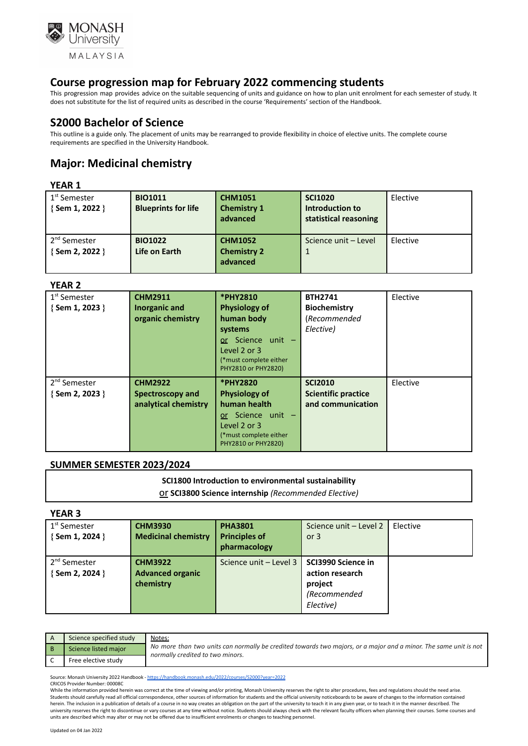## Course progression map for February 2022 commencing students

This progression map provides advice on the suitable sequencing of units and guidance on how to plan unit enrolment for each semester of study. It does not substitute for the list of required units as described in the course 'Requirements' section of the Handbook.

## S2000 Bachelor of Science

This outline is a guide only. The placement of units may be rearranged to provide flexibility in choice of elective units. The complete course requirements are specified in the University Handbook.

## Major: Medicinal chemistry

### YEAR 1

| | | | | |
|---|---|---|---|---|
| 1st Semester { Sem 1, 2022 } | **BIO1011 Blueprints for life** | **CHM1051 Chemistry 1 advanced** | **SCI1020 Introduction to statistical reasoning** | Elective |
| 2nd Semester { Sem 2, 2022 } | **BIO1022 Life on Earth** | **CHM1052 Chemistry 2 advanced** | Science unit – Level 1 | Elective |

### YEAR 2

| | | | | |
|---|---|---|---|---|
| 1st Semester { Sem 1, 2023 } | **CHM2911 Inorganic and organic chemistry** | ***PHY2810 Physiology of human body systems** or Science unit – Level 2 or 3 (*must complete either PHY2810 or PHY2820) | **BTH2741 Biochemistry** (*Recommended Elective*) | Elective |
| 2nd Semester { Sem 2, 2023 } | **CHM2922 Spectroscopy and analytical chemistry** | ***PHY2820 Physiology of human health** or Science unit – Level 2 or 3 (*must complete either PHY2810 or PHY2820) | **SCI2010 Scientific practice and communication** | Elective |

### SUMMER SEMESTER 2023/2024

| |
|---|
| **SCI1800 Introduction to environmental sustainability** or **SCI3800 Science internship** (*Recommended Elective*) |

### YEAR 3

| | | | | |
|---|---|---|---|---|
| 1st Semester { Sem 1, 2024 } | **CHM3930 Medicinal chemistry** | **PHA3801 Principles of pharmacology** | Science unit – Level 2 or 3 | Elective |
| 2nd Semester { Sem 2, 2024 } | **CHM3922 Advanced organic chemistry** | Science unit – Level 3 | **SCI3990 Science in action research project** (*Recommended Elective*) | |

| | | |
|---|---|---|
| A | Science specified study | Notes: *No more than two units can normally be credited towards two majors, or a major and a minor. The same unit is not normally credited to two minors.* |
| B | Science listed major | |
| C | Free elective study | |

Source: Monash University 2022 Handbook - https://handbook.monash.edu/2022/courses/S2000?year=2022
CRICOS Provider Number: 00008C
While the information provided herein was correct at the time of viewing and/or printing, Monash University reserves the right to alter procedures, fees and regulations should the need arise. Students should carefully read all official correspondence, other sources of information for students and the official university noticeboards to be aware of changes to the information contained herein. The inclusion in a publication of details of a course in no way creates an obligation on the part of the university to teach it in any given year, or to teach it in the manner described. The university reserves the right to discontinue or vary courses at any time without notice. Students should always check with the relevant faculty officers when planning their courses. Some courses and units are described which may alter or may not be offered due to insufficient enrolments or changes to teaching personnel.

Updated on 04 Jan 2022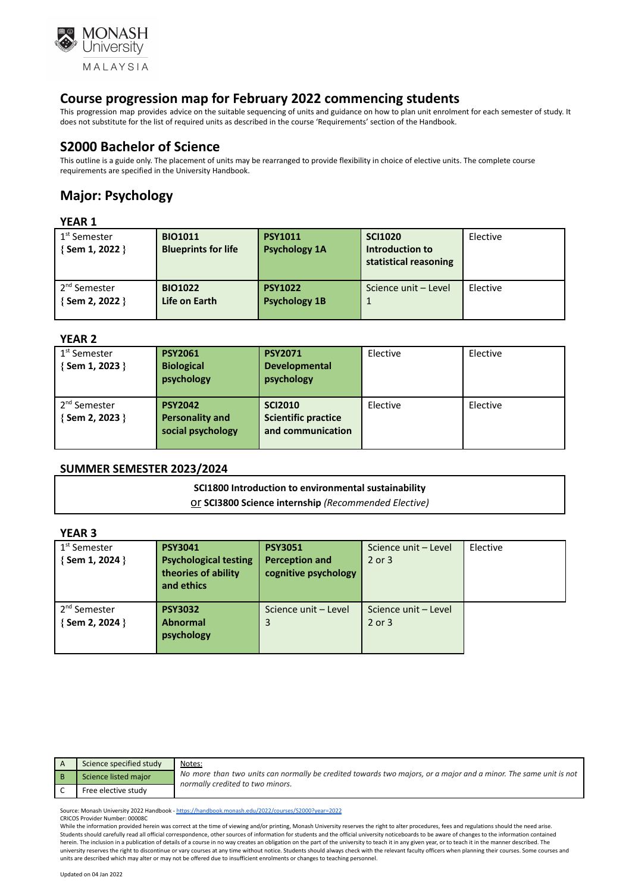# Course progression map for February 2022 commencing students

This progression map provides advice on the suitable sequencing of units and guidance on how to plan unit enrolment for each semester of study. It does not substitute for the list of required units as described in the course 'Requirements' section of the Handbook.

## S2000 Bachelor of Science

This outline is a guide only. The placement of units may be rearranged to provide flexibility in choice of elective units. The complete course requirements are specified in the University Handbook.

## Major: Psychology

### YEAR 1

| Semester | | | | |
|---|---|---|---|---|
| 1st Semester { Sem 1, 2022 } | **BIO1011 Blueprints for life** | **PSY1011 Psychology 1A** | **SCI1020 Introduction to statistical reasoning** | Elective |
| 2nd Semester { Sem 2, 2022 } | **BIO1022 Life on Earth** | **PSY1022 Psychology 1B** | Science unit – Level 1 | Elective |

### YEAR 2

| Semester | | | | |
|---|---|---|---|---|
| 1st Semester { Sem 1, 2023 } | **PSY2061 Biological psychology** | **PSY2071 Developmental psychology** | Elective | Elective |
| 2nd Semester { Sem 2, 2023 } | **PSY2042 Personality and social psychology** | **SCI2010 Scientific practice and communication** | Elective | Elective |

### SUMMER SEMESTER 2023/2024

**SCI1800 Introduction to environmental sustainability**
or **SCI3800 Science internship** *(Recommended Elective)*

### YEAR 3

| Semester | | | | |
|---|---|---|---|---|
| 1st Semester { Sem 1, 2024 } | **PSY3041 Psychological testing theories of ability and ethics** | **PSY3051 Perception and cognitive psychology** | Science unit – Level 2 or 3 | Elective |
| 2nd Semester { Sem 2, 2024 } | **PSY3032 Abnormal psychology** | Science unit – Level 3 | Science unit – Level 2 or 3 | |

| | |
|---|---|
| A | Science specified study |
| B | Science listed major |
| C | Free elective study |

Notes:
*No more than two units can normally be credited towards two majors, or a major and a minor. The same unit is not normally credited to two minors.*

Source: Monash University 2022 Handbook - https://handbook.monash.edu/2022/courses/S2000?year=2022
CRICOS Provider Number: 00008C
While the information provided herein was correct at the time of viewing and/or printing, Monash University reserves the right to alter procedures, fees and regulations should the need arise. Students should carefully read all official correspondence, other sources of information for students and the official university noticeboards to be aware of changes to the information contained herein. The inclusion in a publication of details of a course in no way creates an obligation on the part of the university to teach it in any given year, or to teach it in the manner described. The university reserves the right to discontinue or vary courses at any time without notice. Students should always check with the relevant faculty officers when planning their courses. Some courses and units are described which may alter or may not be offered due to insufficient enrolments or changes to teaching personnel.

Updated on 04 Jan 2022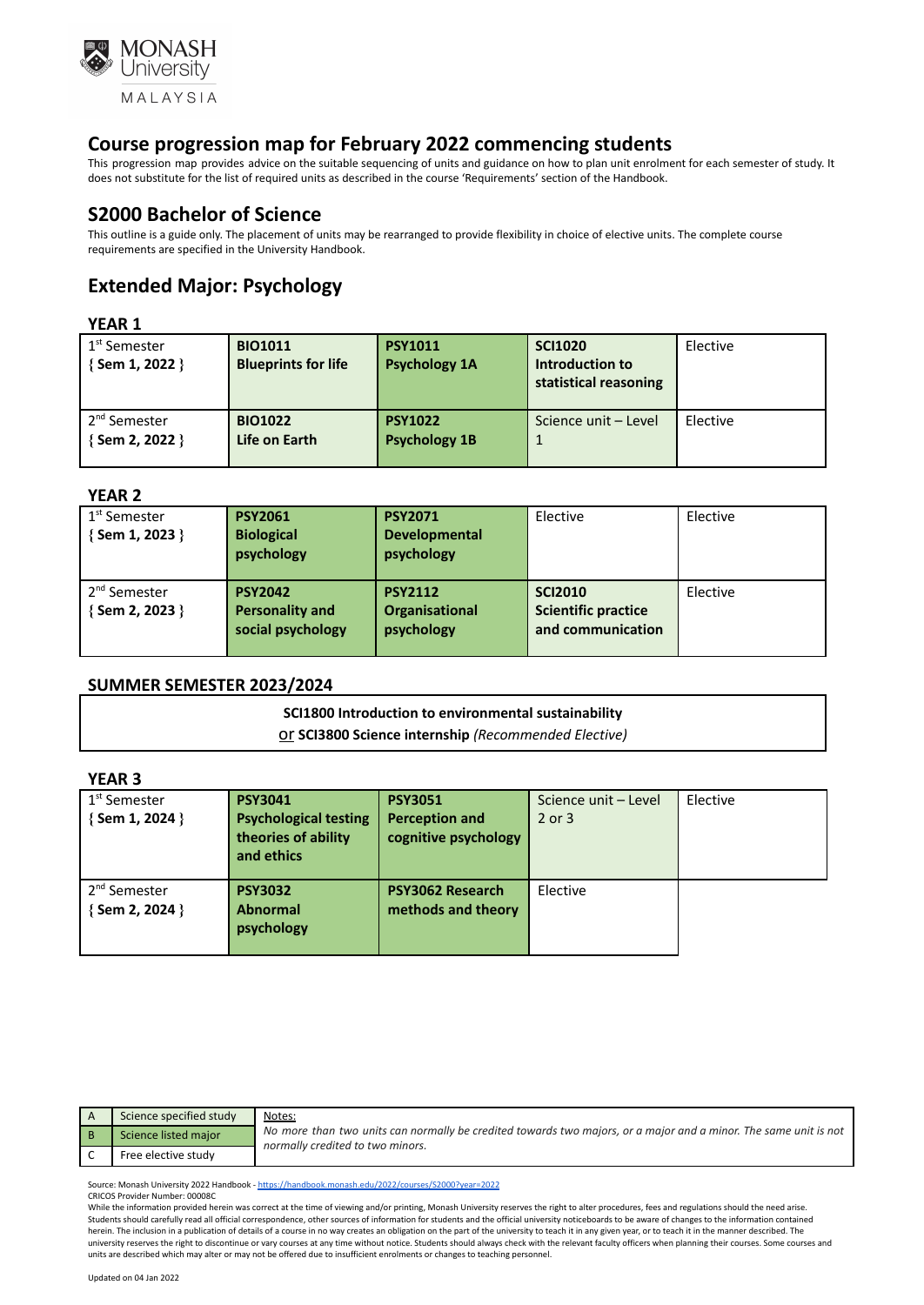# Course progression map for February 2022 commencing students

This progression map provides advice on the suitable sequencing of units and guidance on how to plan unit enrolment for each semester of study. It does not substitute for the list of required units as described in the course 'Requirements' section of the Handbook.

## S2000 Bachelor of Science

This outline is a guide only. The placement of units may be rearranged to provide flexibility in choice of elective units. The complete course requirements are specified in the University Handbook.

## Extended Major: Psychology

### YEAR 1

| | | | | |
|---|---|---|---|---|
| 1st Semester { Sem 1, 2022 } | **BIO1011 Blueprints for life** | **PSY1011 Psychology 1A** | **SCI1020 Introduction to statistical reasoning** | Elective |
| 2nd Semester { Sem 2, 2022 } | **BIO1022 Life on Earth** | **PSY1022 Psychology 1B** | Science unit – Level 1 | Elective |

### YEAR 2

| | | | | |
|---|---|---|---|---|
| 1st Semester { Sem 1, 2023 } | **PSY2061 Biological psychology** | **PSY2071 Developmental psychology** | Elective | Elective |
| 2nd Semester { Sem 2, 2023 } | **PSY2042 Personality and social psychology** | **PSY2112 Organisational psychology** | **SCI2010 Scientific practice and communication** | Elective |

### SUMMER SEMESTER 2023/2024

**SCI1800 Introduction to environmental sustainability**
or **SCI3800 Science internship** *(Recommended Elective)*

### YEAR 3

| | | | | |
|---|---|---|---|---|
| 1st Semester { Sem 1, 2024 } | **PSY3041 Psychological testing theories of ability and ethics** | **PSY3051 Perception and cognitive psychology** | Science unit – Level 2 or 3 | Elective |
| 2nd Semester { Sem 2, 2024 } | **PSY3032 Abnormal psychology** | **PSY3062 Research methods and theory** | Elective | |

| | | |
|---|---|---|
| A | Science specified study | Notes: *No more than two units can normally be credited towards two majors, or a major and a minor. The same unit is not normally credited to two minors.* |
| B | Science listed major | |
| C | Free elective study | |

Source: Monash University 2022 Handbook - https://handbook.monash.edu/2022/courses/S2000?year=2022
CRICOS Provider Number: 00008C
While the information provided herein was correct at the time of viewing and/or printing, Monash University reserves the right to alter procedures, fees and regulations should the need arise. Students should carefully read all official correspondence, other sources of information for students and the official university noticeboards to be aware of changes to the information contained herein. The inclusion in a publication of details of a course in no way creates an obligation on the part of the university to teach it in any given year, or to teach it in the manner described. The university reserves the right to discontinue or vary courses at any time without notice. Students should always check with the relevant faculty officers when planning their courses. Some courses and units are described which may alter or may not be offered due to insufficient enrolments or changes to teaching personnel.

Updated on 04 Jan 2022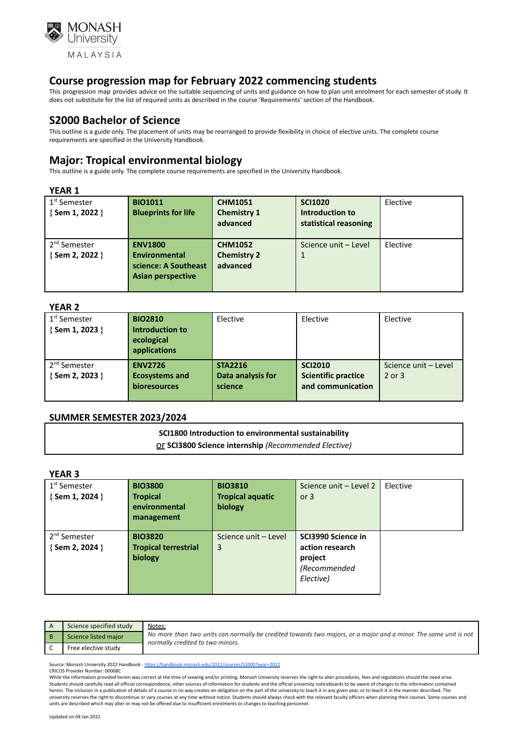# Course progression map for February 2022 commencing students

This progression map provides advice on the suitable sequencing of units and guidance on how to plan unit enrolment for each semester of study. It does not substitute for the list of required units as described in the course 'Requirements' section of the Handbook.

## S2000 Bachelor of Science

This outline is a guide only. The placement of units may be rearranged to provide flexibility in choice of elective units. The complete course requirements are specified in the University Handbook.

## Major: Tropical environmental biology

This outline is a guide only. The complete course requirements are specified in the University Handbook.

### YEAR 1

| Semester | | | | |
|---|---|---|---|---|
| 1st Semester { **Sem 1, 2022** } | **BIO1011 Blueprints for life** | **CHM1051 Chemistry 1 advanced** | **SCI1020 Introduction to statistical reasoning** | Elective |
| 2nd Semester { **Sem 2, 2022** } | **ENV1800 Environmental science: A Southeast Asian perspective** | **CHM1052 Chemistry 2 advanced** | Science unit – Level 1 | Elective |

### YEAR 2

| Semester | | | | |
|---|---|---|---|---|
| 1st Semester { **Sem 1, 2023** } | **BIO2810 Introduction to ecological applications** | Elective | Elective | Elective |
| 2nd Semester { **Sem 2, 2023** } | **ENV2726 Ecosystems and bioresources** | **STA2216 Data analysis for science** | **SCI2010 Scientific practice and communication** | Science unit – Level 2 or 3 |

### SUMMER SEMESTER 2023/2024

**SCI1800 Introduction to environmental sustainability**
or **SCI3800 Science internship** *(Recommended Elective)*

### YEAR 3

| Semester | | | | |
|---|---|---|---|---|
| 1st Semester { **Sem 1, 2024** } | **BIO3800 Tropical environmental management** | **BIO3810 Tropical aquatic biology** | Science unit – Level 2 or 3 | Elective |
| 2nd Semester { **Sem 2, 2024** } | **BIO3820 Tropical terrestrial biology** | Science unit – Level 3 | **SCI3990 Science in action research project** *(Recommended Elective)* | |

| | | |
|---|---|---|
| A | Science specified study | Notes: *No more than two units can normally be credited towards two majors, or a major and a minor. The same unit is not normally credited to two minors.* |
| B | Science listed major | |
| C | Free elective study | |

Source: Monash University 2022 Handbook - https://handbook.monash.edu/2022/courses/S2000?year=2022
CRICOS Provider Number: 00008C
While the information provided herein was correct at the time of viewing and/or printing, Monash University reserves the right to alter procedures, fees and regulations should the need arise. Students should carefully read all official correspondence, other sources of information for students and the official university noticeboards to be aware of changes to the information contained herein. The inclusion in a publication of details of a course in no way creates an obligation on the part of the university to teach it in any given year, or to teach it in the manner described. The university reserves the right to discontinue or vary courses at any time without notice. Students should always check with the relevant faculty officers when planning their courses. Some courses and units are described which may alter or may not be offered due to insufficient enrolments or changes to teaching personnel.

Updated on 04 Jan 2022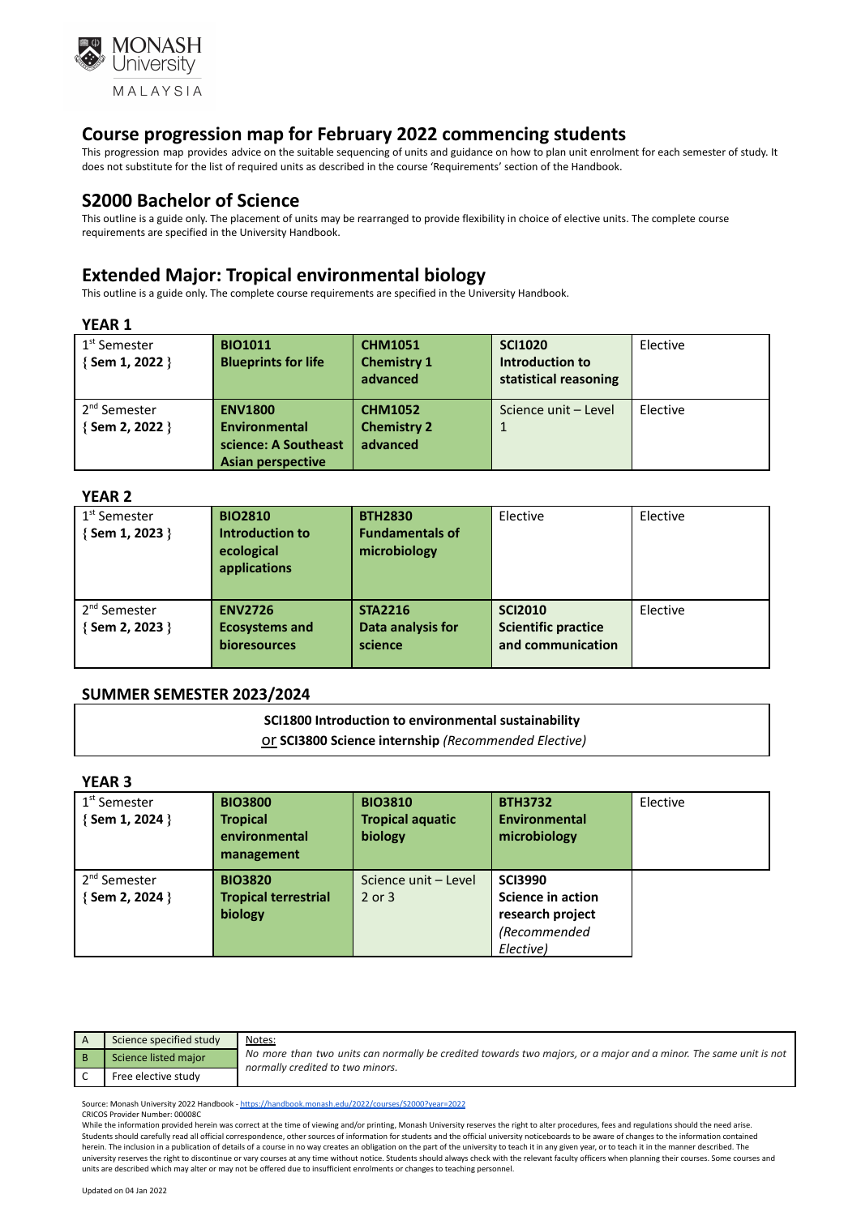# Course progression map for February 2022 commencing students

This progression map provides advice on the suitable sequencing of units and guidance on how to plan unit enrolment for each semester of study. It does not substitute for the list of required units as described in the course 'Requirements' section of the Handbook.

## S2000 Bachelor of Science

This outline is a guide only. The placement of units may be rearranged to provide flexibility in choice of elective units. The complete course requirements are specified in the University Handbook.

## Extended Major: Tropical environmental biology

This outline is a guide only. The complete course requirements are specified in the University Handbook.

### YEAR 1

| | | | | |
|---|---|---|---|---|
| 1st Semester { Sem 1, 2022 } | **BIO1011 Blueprints for life** | **CHM1051 Chemistry 1 advanced** | **SCI1020 Introduction to statistical reasoning** | Elective |
| 2nd Semester { Sem 2, 2022 } | **ENV1800 Environmental science: A Southeast Asian perspective** | **CHM1052 Chemistry 2 advanced** | Science unit – Level 1 | Elective |

### YEAR 2

| | | | | |
|---|---|---|---|---|
| 1st Semester { Sem 1, 2023 } | **BIO2810 Introduction to ecological applications** | **BTH2830 Fundamentals of microbiology** | Elective | Elective |
| 2nd Semester { Sem 2, 2023 } | **ENV2726 Ecosystems and bioresources** | **STA2216 Data analysis for science** | **SCI2010 Scientific practice and communication** | Elective |

### SUMMER SEMESTER 2023/2024

**SCI1800 Introduction to environmental sustainability**
or **SCI3800 Science internship** *(Recommended Elective)*

### YEAR 3

| | | | | |
|---|---|---|---|---|
| 1st Semester { Sem 1, 2024 } | **BIO3800 Tropical environmental management** | **BIO3810 Tropical aquatic biology** | **BTH3732 Environmental microbiology** | Elective |
| 2nd Semester { Sem 2, 2024 } | **BIO3820 Tropical terrestrial biology** | Science unit – Level 2 or 3 | **SCI3990 Science in action research project** *(Recommended Elective)* | |

| | |
|---|---|
| A | Science specified study |
| B | Science listed major |
| C | Free elective study |

Notes:
*No more than two units can normally be credited towards two majors, or a major and a minor. The same unit is not normally credited to two minors.*

Source: Monash University 2022 Handbook - https://handbook.monash.edu/2022/courses/S2000?year=2022
CRICOS Provider Number: 00008C

While the information provided herein was correct at the time of viewing and/or printing, Monash University reserves the right to alter procedures, fees and regulations should the need arise. Students should carefully read all official correspondence, other sources of information for students and the official university noticeboards to be aware of changes to the information contained herein. The inclusion in a publication of details of a course in no way creates an obligation on the part of the university to teach it in any given year, or to teach it in the manner described. The university reserves the right to discontinue or vary courses at any time without notice. Students should always check with the relevant faculty officers when planning their courses. Some courses and units are described which may alter or may not be offered due to insufficient enrolments or changes to teaching personnel.

Updated on 04 Jan 2022